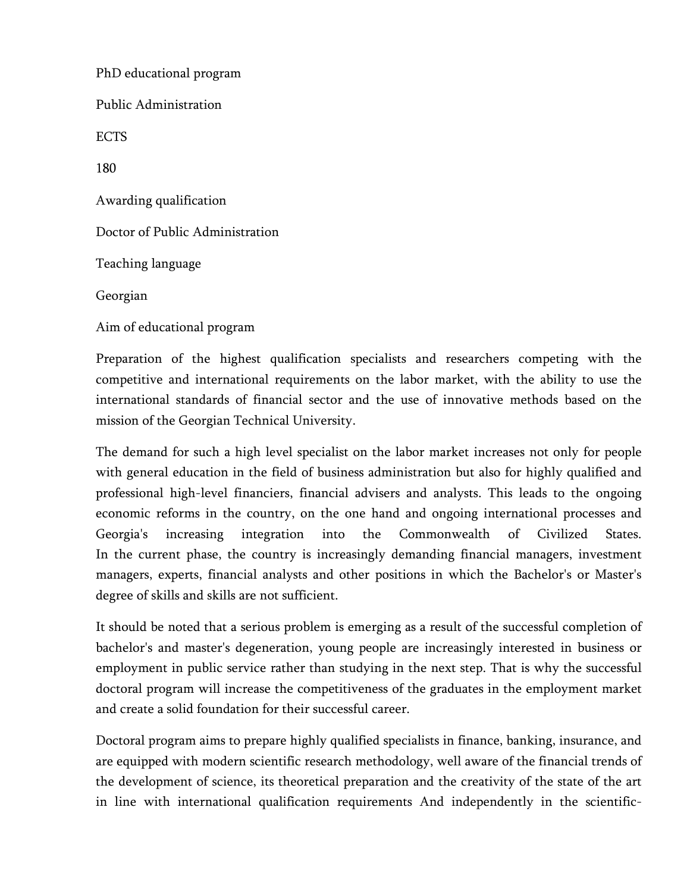PhD educational program

Public Administration

ECTS

180

Awarding qualification

Doctor of Public Administration

Teaching language

Georgian

Aim of educational program

Preparation of the highest qualification specialists and researchers competing with the competitive and international requirements on the labor market, with the ability to use the international standards of financial sector and the use of innovative methods based on the mission of the Georgian Technical University.

The demand for such a high level specialist on the labor market increases not only for people with general education in the field of business administration but also for highly qualified and professional high-level financiers, financial advisers and analysts. This leads to the ongoing economic reforms in the country, on the one hand and ongoing international processes and Georgia's increasing integration into the Commonwealth of Civilized States. In the current phase, the country is increasingly demanding financial managers, investment managers, experts, financial analysts and other positions in which the Bachelor's or Master's degree of skills and skills are not sufficient.

It should be noted that a serious problem is emerging as a result of the successful completion of bachelor's and master's degeneration, young people are increasingly interested in business or employment in public service rather than studying in the next step. That is why the successful doctoral program will increase the competitiveness of the graduates in the employment market and create a solid foundation for their successful career.

Doctoral program aims to prepare highly qualified specialists in finance, banking, insurance, and are equipped with modern scientific research methodology, well aware of the financial trends of the development of science, its theoretical preparation and the creativity of the state of the art in line with international qualification requirements And independently in the scientific-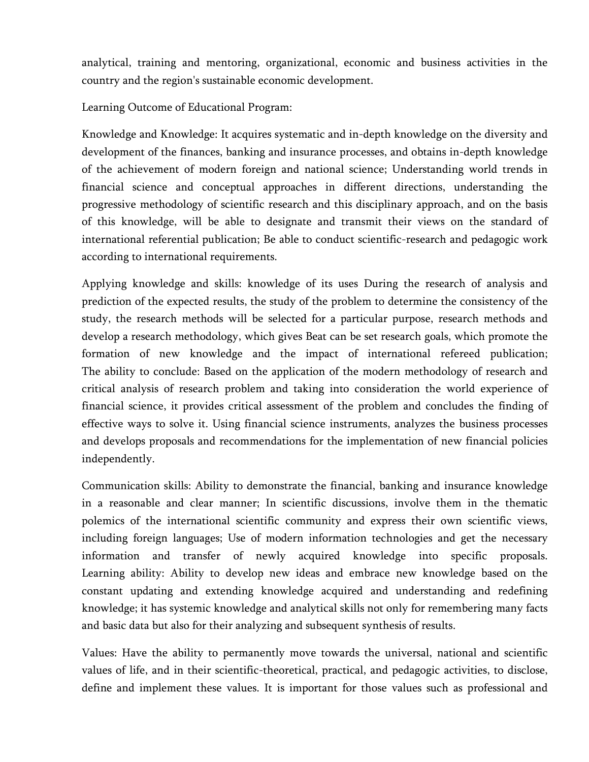analytical, training and mentoring, organizational, economic and business activities in the country and the region's sustainable economic development.

Learning Outcome of Educational Program:

Knowledge and Knowledge: It acquires systematic and in-depth knowledge on the diversity and development of the finances, banking and insurance processes, and obtains in-depth knowledge of the achievement of modern foreign and national science; Understanding world trends in financial science and conceptual approaches in different directions, understanding the progressive methodology of scientific research and this disciplinary approach, and on the basis of this knowledge, will be able to designate and transmit their views on the standard of international referential publication; Be able to conduct scientific-research and pedagogic work according to international requirements.

Applying knowledge and skills: knowledge of its uses During the research of analysis and prediction of the expected results, the study of the problem to determine the consistency of the study, the research methods will be selected for a particular purpose, research methods and develop a research methodology, which gives Beat can be set research goals, which promote the formation of new knowledge and the impact of international refereed publication; The ability to conclude: Based on the application of the modern methodology of research and critical analysis of research problem and taking into consideration the world experience of financial science, it provides critical assessment of the problem and concludes the finding of effective ways to solve it. Using financial science instruments, analyzes the business processes and develops proposals and recommendations for the implementation of new financial policies independently.

Communication skills: Ability to demonstrate the financial, banking and insurance knowledge in a reasonable and clear manner; In scientific discussions, involve them in the thematic polemics of the international scientific community and express their own scientific views, including foreign languages; Use of modern information technologies and get the necessary information and transfer of newly acquired knowledge into specific proposals. Learning ability: Ability to develop new ideas and embrace new knowledge based on the constant updating and extending knowledge acquired and understanding and redefining knowledge; it has systemic knowledge and analytical skills not only for remembering many facts and basic data but also for their analyzing and subsequent synthesis of results.

Values: Have the ability to permanently move towards the universal, national and scientific values of life, and in their scientific-theoretical, practical, and pedagogic activities, to disclose, define and implement these values. It is important for those values such as professional and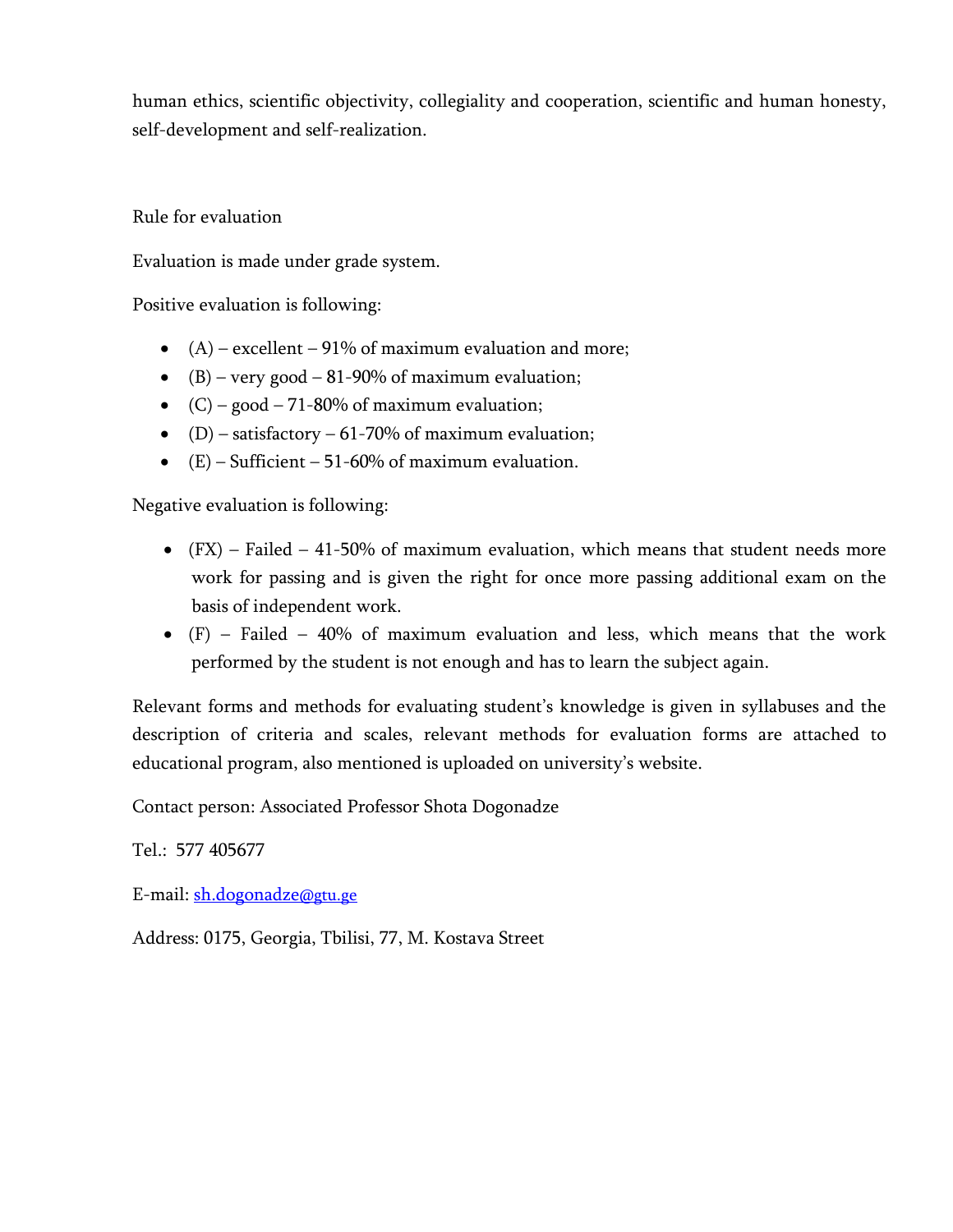human ethics, scientific objectivity, collegiality and cooperation, scientific and human honesty, self-development and self-realization.

Rule for evaluation

Evaluation is made under grade system.

Positive evaluation is following:

- (A) – excellent – 91% of maximum evaluation and more;
- (B) – very good – 81-90% of maximum evaluation;
- (C) – good – 71-80% of maximum evaluation;
- (D) – satisfactory – 61-70% of maximum evaluation;
- (E) – Sufficient – 51-60% of maximum evaluation.

Negative evaluation is following:

- (FX) – Failed – 41-50% of maximum evaluation, which means that student needs more work for passing and is given the right for once more passing additional exam on the basis of independent work.
- (F) – Failed – 40% of maximum evaluation and less, which means that the work performed by the student is not enough and has to learn the subject again.

Relevant forms and methods for evaluating student's knowledge is given in syllabuses and the description of criteria and scales, relevant methods for evaluation forms are attached to educational program, also mentioned is uploaded on university's website.

Contact person: Associated Professor Shota Dogonadze

Tel.: 577 405677

E-mail: sh.dogonadze@gtu.ge

Address: 0175, Georgia, Tbilisi, 77, M. Kostava Street